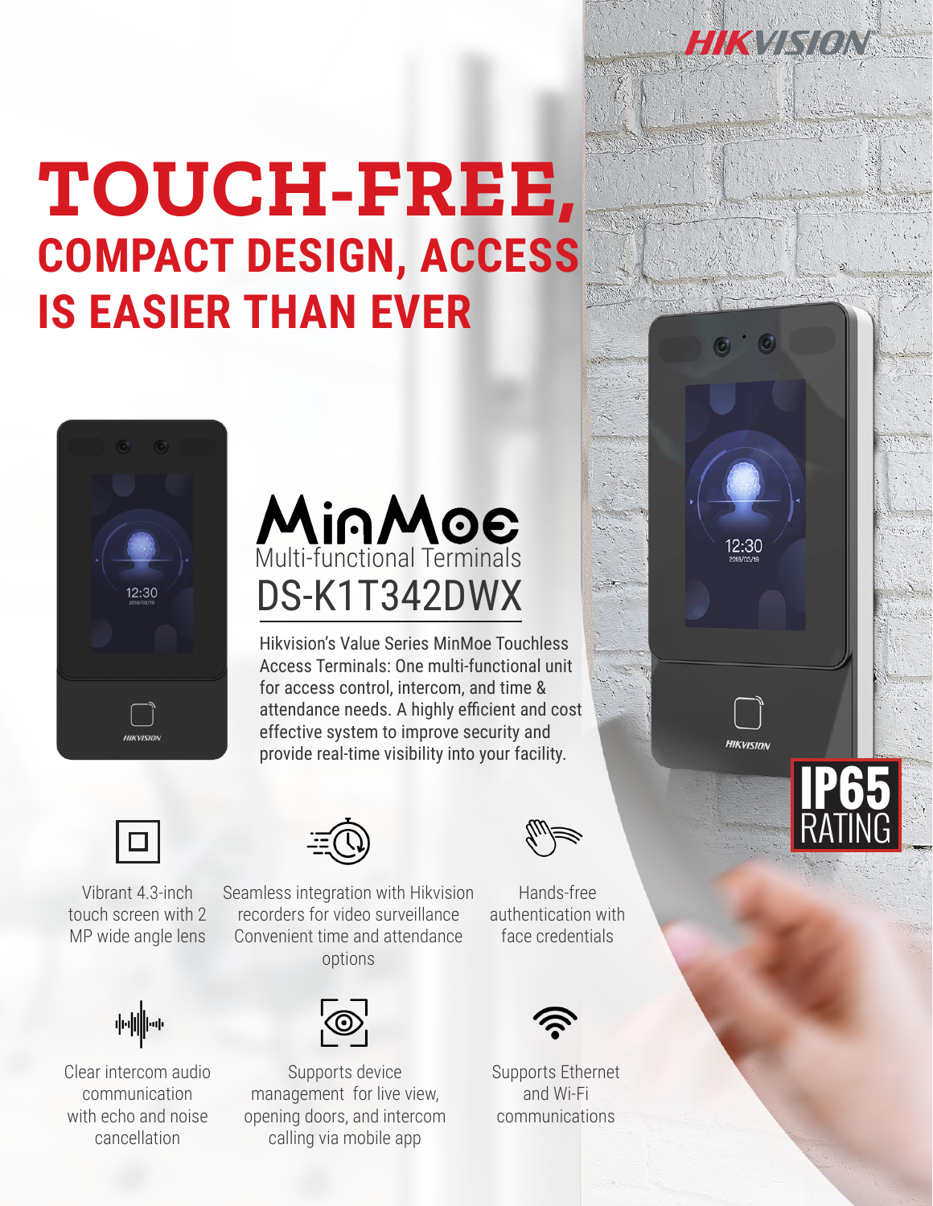HIKVISION

# TOUCH-FREE,

## COMPACT DESIGN, ACCESS IS EASIER THAN EVER

## MinMoe

### Multi-functional Terminals

## DS-K1T342DWX

Hikvision's Value Series MinMoe Touchless Access Terminals: One multi-functional unit for access control, intercom, and time & attendance needs. A highly efficient and cost effective system to improve security and provide real-time visibility into your facility.

**IP65 RATING**

- Vibrant 4.3-inch touch screen with 2 MP wide angle lens
- Seamless integration with Hikvision recorders for video surveillance Convenient time and attendance options
- Hands-free authentication with face credentials
- Clear intercom audio communication with echo and noise cancellation
- Supports device management for live view, opening doors, and intercom calling via mobile app
- Supports Ethernet and Wi-Fi communications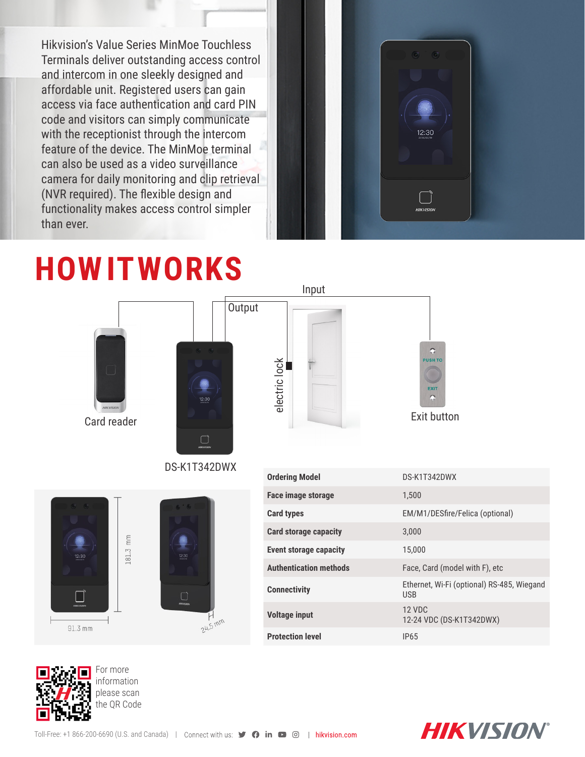Hikvision's Value Series MinMoe Touchless Terminals deliver outstanding access control and intercom in one sleekly designed and affordable unit. Registered users can gain access via face authentication and card PIN code and visitors can simply communicate with the receptionist through the intercom feature of the device. The MinMoe terminal can also be used as a video surveillance camera for daily monitoring and clip retrieval (NVR required). The flexible design and functionality makes access control simpler than ever.

# HOW IT WORKS

Input

Output

Card reader

DS-K1T342DWX

electric lock

Exit button

181.3 mm

91.3 mm

24.5 mm

| | |
|---|---|
| **Ordering Model** | DS-K1T342DWX |
| **Face image storage** | 1,500 |
| **Card types** | EM/M1/DESfire/Felica (optional) |
| **Card storage capacity** | 3,000 |
| **Event storage capacity** | 15,000 |
| **Authentication methods** | Face, Card (model with F), etc |
| **Connectivity** | Ethernet, Wi-Fi (optional) RS-485, Wiegand USB |
| **Voltage input** | 12 VDC<br>12-24 VDC (DS-K1T342DWX) |
| **Protection level** | IP65 |

For more information please scan the QR Code

Toll-Free: +1 866-200-6690 (U.S. and Canada) | Connect with us: | hikvision.com

HIKVISION